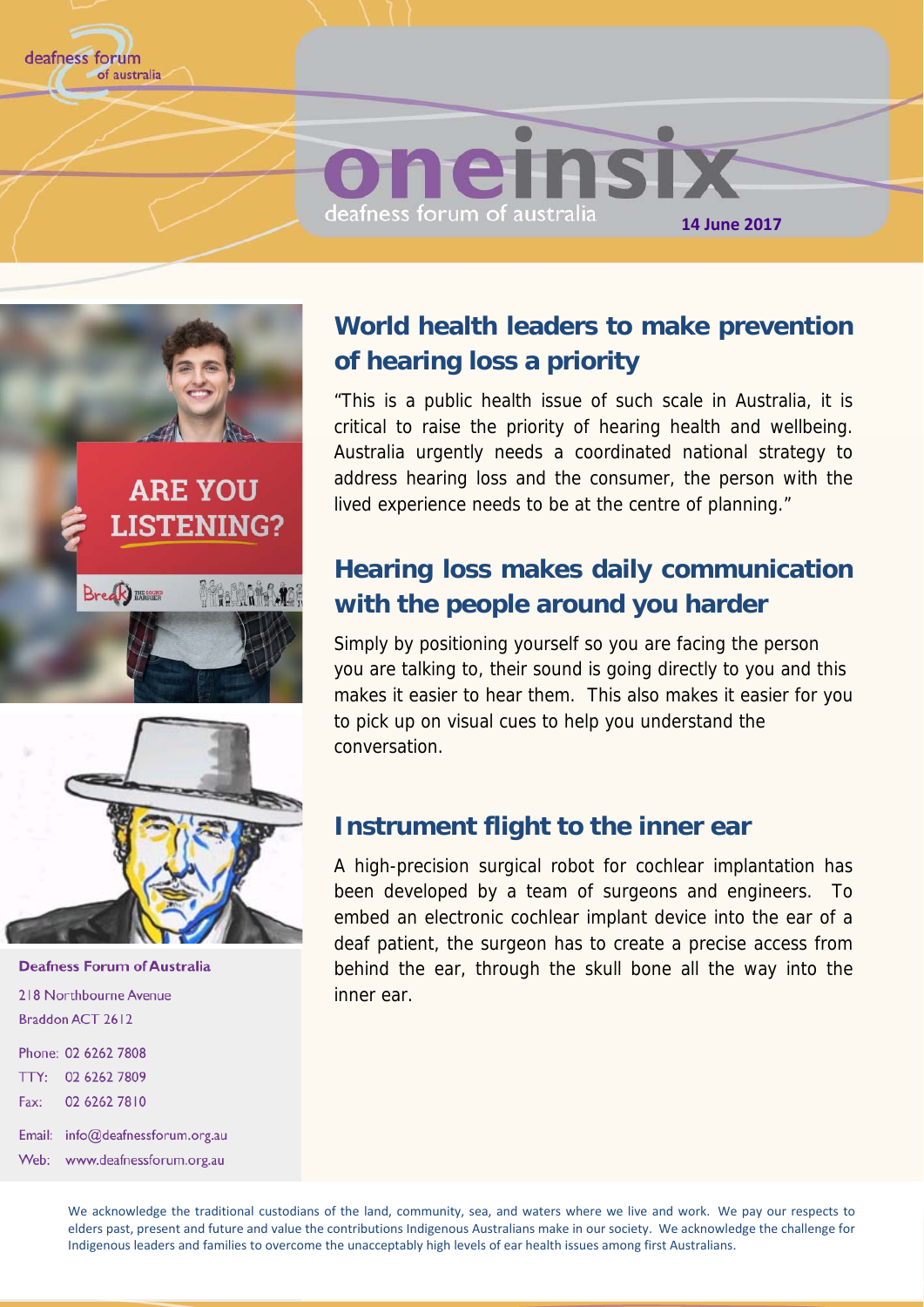deafness forum of australia

# oneinsix

deafness forum of australia

**14 June 2017**

## World health leaders to make prevention of hearing loss a priority

"This is a public health issue of such scale in Australia, it is critical to raise the priority of hearing health and wellbeing. Australia urgently needs a coordinated national strategy to address hearing loss and the consumer, the person with the lived experience needs to be at the centre of planning."

## Hearing loss makes daily communication with the people around you harder

Simply by positioning yourself so you are facing the person you are talking to, their sound is going directly to you and this makes it easier to hear them. This also makes it easier for you to pick up on visual cues to help you understand the conversation.

## Instrument flight to the inner ear

A high-precision surgical robot for cochlear implantation has been developed by a team of surgeons and engineers. To embed an electronic cochlear implant device into the ear of a deaf patient, the surgeon has to create a precise access from behind the ear, through the skull bone all the way into the inner ear.

**Deafness Forum of Australia**

218 Northbourne Avenue
Braddon ACT 2612

Phone: 02 6262 7808
TTY: 02 6262 7809
Fax: 02 6262 7810

Email: info@deafnessforum.org.au
Web: www.deafnessforum.org.au

We acknowledge the traditional custodians of the land, community, sea, and waters where we live and work. We pay our respects to elders past, present and future and value the contributions Indigenous Australians make in our society. We acknowledge the challenge for Indigenous leaders and families to overcome the unacceptably high levels of ear health issues among first Australians.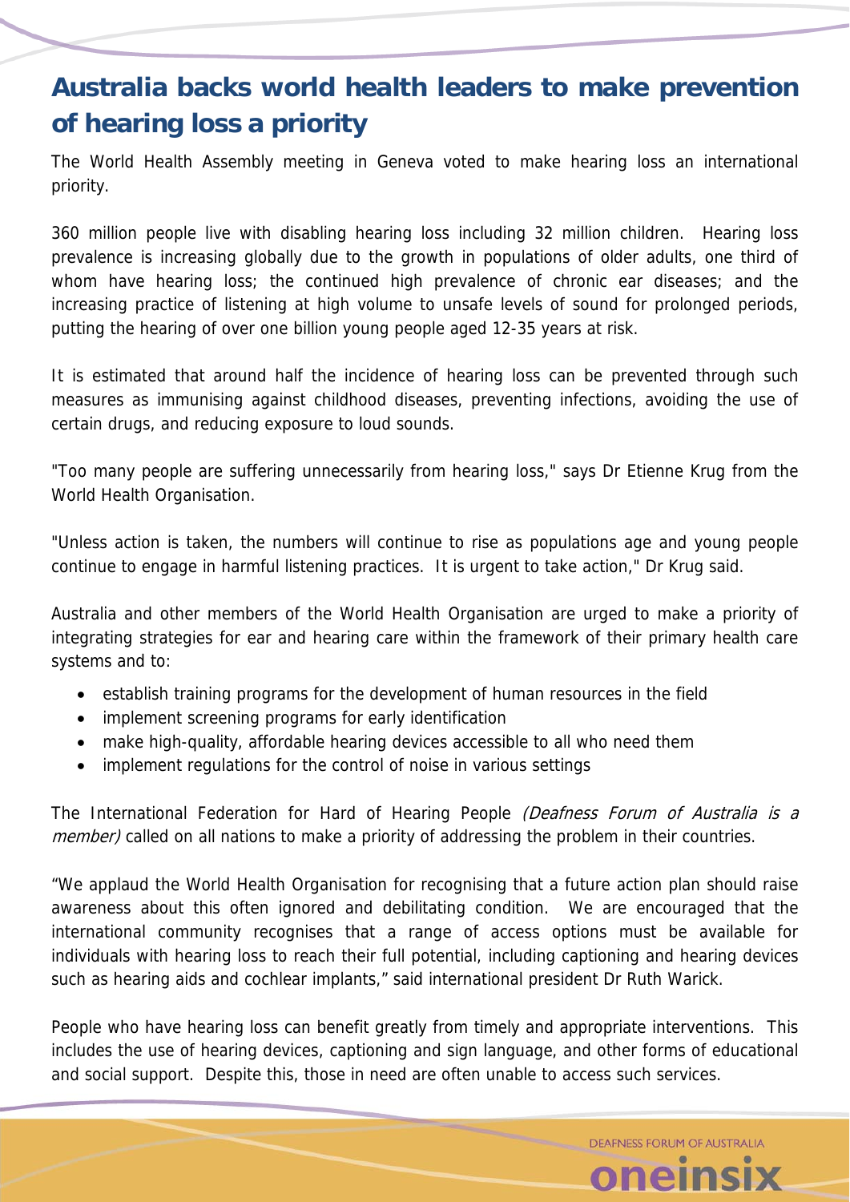# Australia backs world health leaders to make prevention of hearing loss a priority

The World Health Assembly meeting in Geneva voted to make hearing loss an international priority.

360 million people live with disabling hearing loss including 32 million children. Hearing loss prevalence is increasing globally due to the growth in populations of older adults, one third of whom have hearing loss; the continued high prevalence of chronic ear diseases; and the increasing practice of listening at high volume to unsafe levels of sound for prolonged periods, putting the hearing of over one billion young people aged 12-35 years at risk.

It is estimated that around half the incidence of hearing loss can be prevented through such measures as immunising against childhood diseases, preventing infections, avoiding the use of certain drugs, and reducing exposure to loud sounds.

"Too many people are suffering unnecessarily from hearing loss," says Dr Etienne Krug from the World Health Organisation.

"Unless action is taken, the numbers will continue to rise as populations age and young people continue to engage in harmful listening practices. It is urgent to take action," Dr Krug said.

Australia and other members of the World Health Organisation are urged to make a priority of integrating strategies for ear and hearing care within the framework of their primary health care systems and to:

- establish training programs for the development of human resources in the field
- implement screening programs for early identification
- make high-quality, affordable hearing devices accessible to all who need them
- implement regulations for the control of noise in various settings

The International Federation for Hard of Hearing People *(Deafness Forum of Australia is a member)* called on all nations to make a priority of addressing the problem in their countries.

“We applaud the World Health Organisation for recognising that a future action plan should raise awareness about this often ignored and debilitating condition. We are encouraged that the international community recognises that a range of access options must be available for individuals with hearing loss to reach their full potential, including captioning and hearing devices such as hearing aids and cochlear implants,” said international president Dr Ruth Warick.

People who have hearing loss can benefit greatly from timely and appropriate interventions. This includes the use of hearing devices, captioning and sign language, and other forms of educational and social support. Despite this, those in need are often unable to access such services.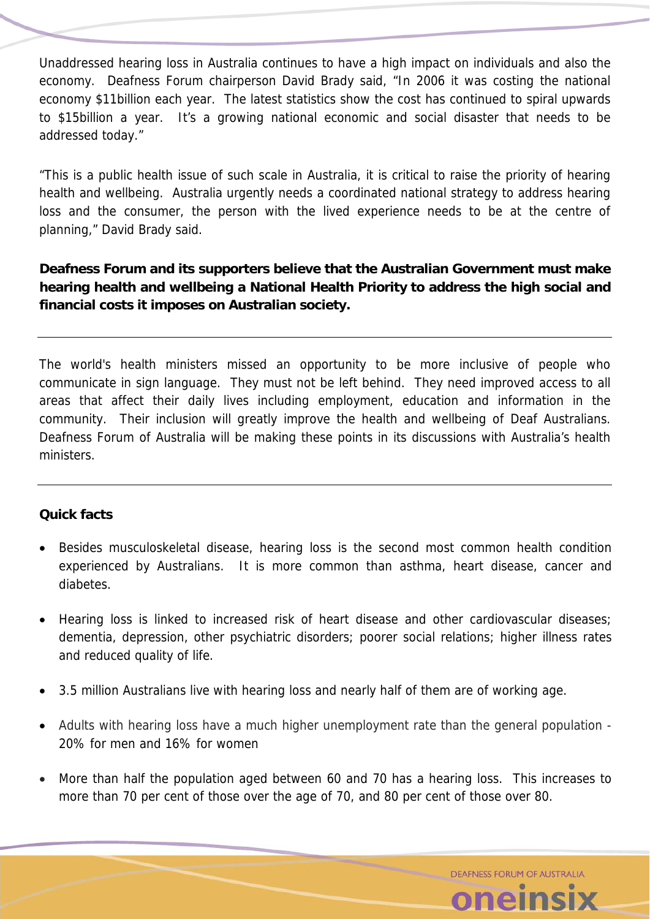Unaddressed hearing loss in Australia continues to have a high impact on individuals and also the economy. Deafness Forum chairperson David Brady said, “In 2006 it was costing the national economy $11billion each year. The latest statistics show the cost has continued to spiral upwards to $15billion a year. It’s a growing national economic and social disaster that needs to be addressed today.”

“This is a public health issue of such scale in Australia, it is critical to raise the priority of hearing health and wellbeing. Australia urgently needs a coordinated national strategy to address hearing loss and the consumer, the person with the lived experience needs to be at the centre of planning,” David Brady said.

**Deafness Forum and its supporters believe that the Australian Government must make hearing health and wellbeing a National Health Priority to address the high social and financial costs it imposes on Australian society.**

---

The world's health ministers missed an opportunity to be more inclusive of people who communicate in sign language. They must not be left behind. They need improved access to all areas that affect their daily lives including employment, education and information in the community. Their inclusion will greatly improve the health and wellbeing of Deaf Australians. Deafness Forum of Australia will be making these points in its discussions with Australia’s health ministers.

---

**Quick facts**

- Besides musculoskeletal disease, hearing loss is the second most common health condition experienced by Australians. It is more common than asthma, heart disease, cancer and diabetes.
- Hearing loss is linked to increased risk of heart disease and other cardiovascular diseases; dementia, depression, other psychiatric disorders; poorer social relations; higher illness rates and reduced quality of life.
- 3.5 million Australians live with hearing loss and nearly half of them are of working age.
- Adults with hearing loss have a much higher unemployment rate than the general population - 20% for men and 16% for women
- More than half the population aged between 60 and 70 has a hearing loss. This increases to more than 70 per cent of those over the age of 70, and 80 per cent of those over 80.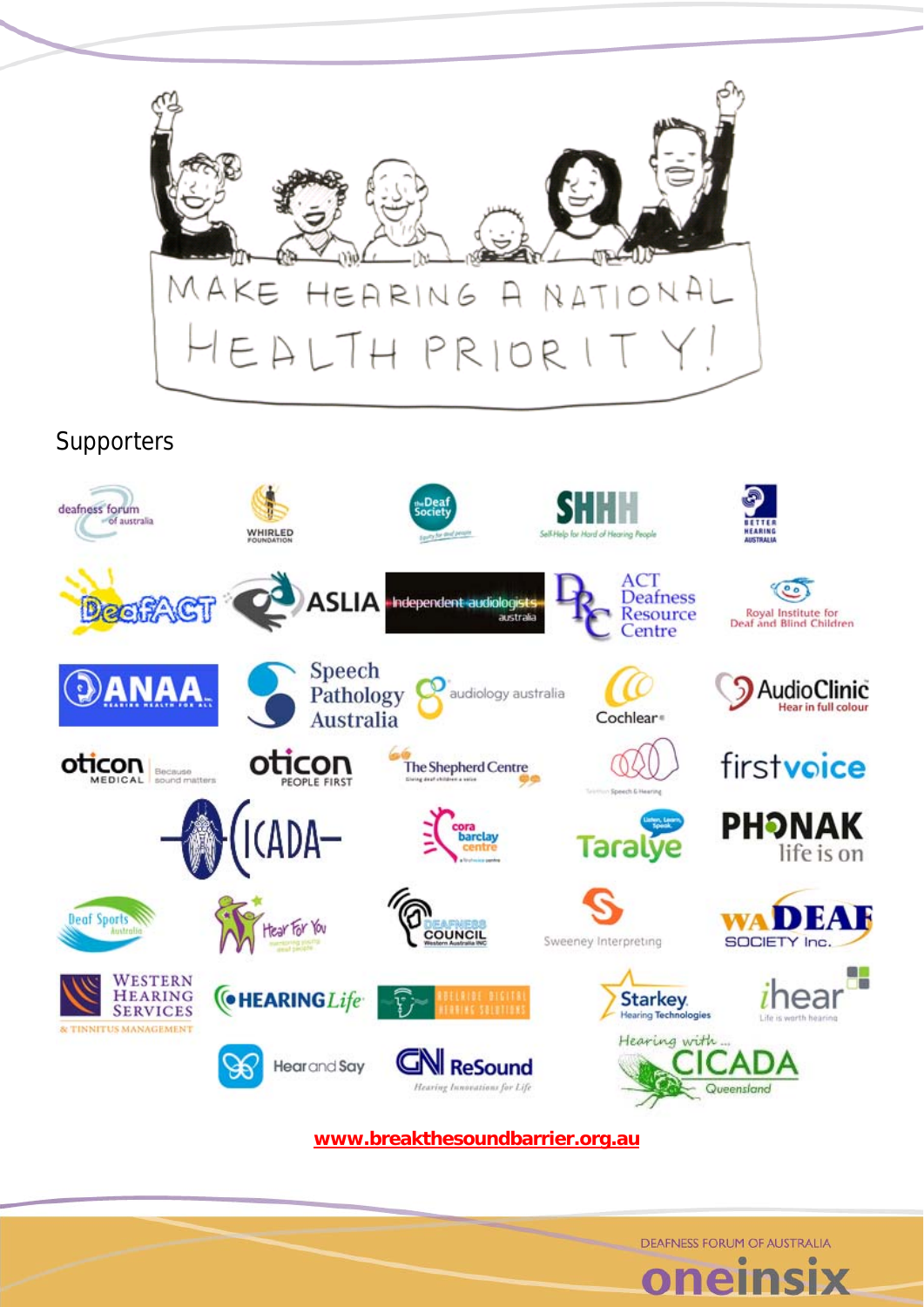MAKE HEARING A NATIONAL HEALTH PRIORITY!

## Supporters

www.breakthesoundbarrier.org.au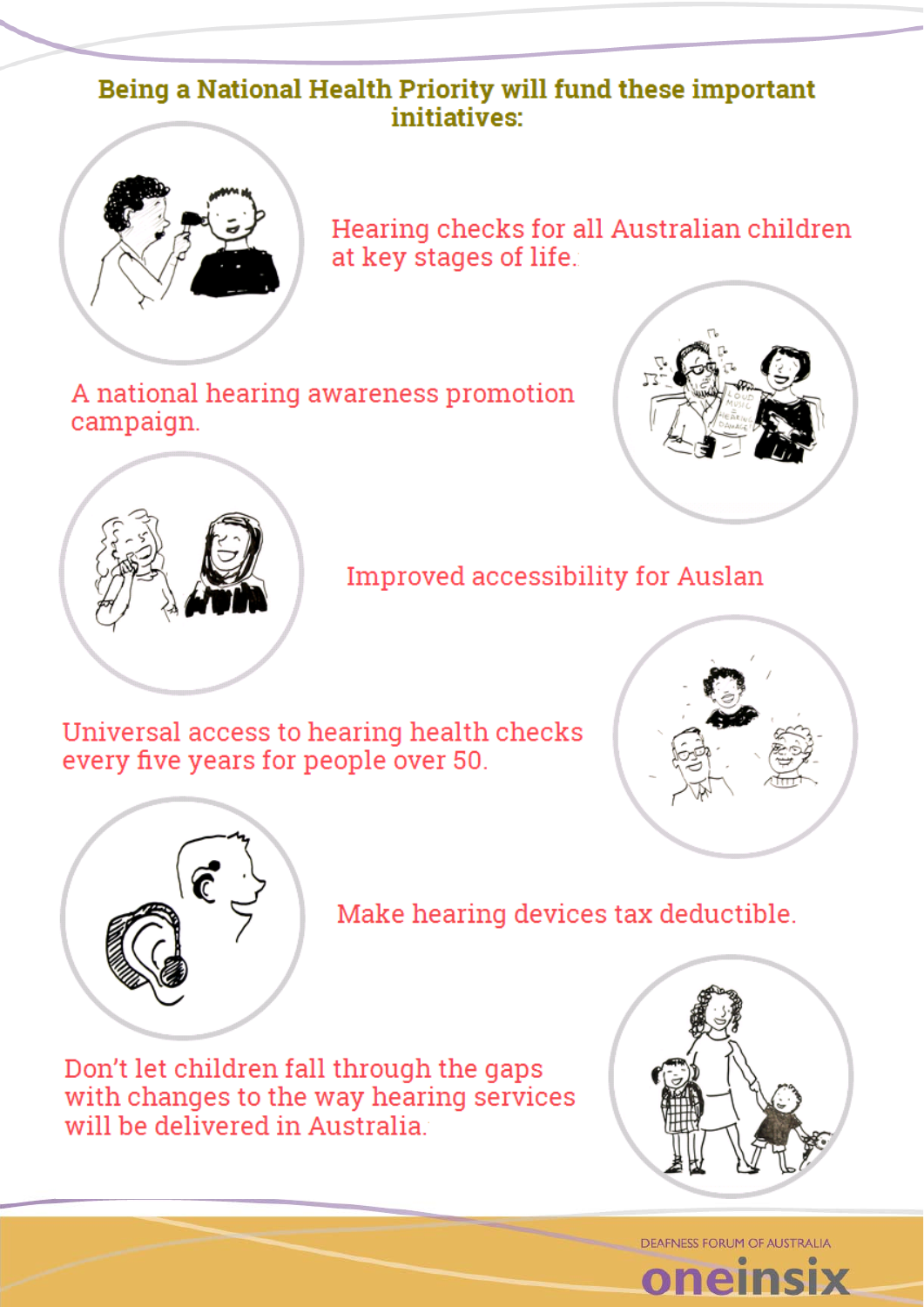## Being a National Health Priority will fund these important initiatives:

- Hearing checks for all Australian children at key stages of life.
- A national hearing awareness promotion campaign.
- Improved accessibility for Auslan
- Universal access to hearing health checks every five years for people over 50.
- Make hearing devices tax deductible.
- Don't let children fall through the gaps with changes to the way hearing services will be delivered in Australia.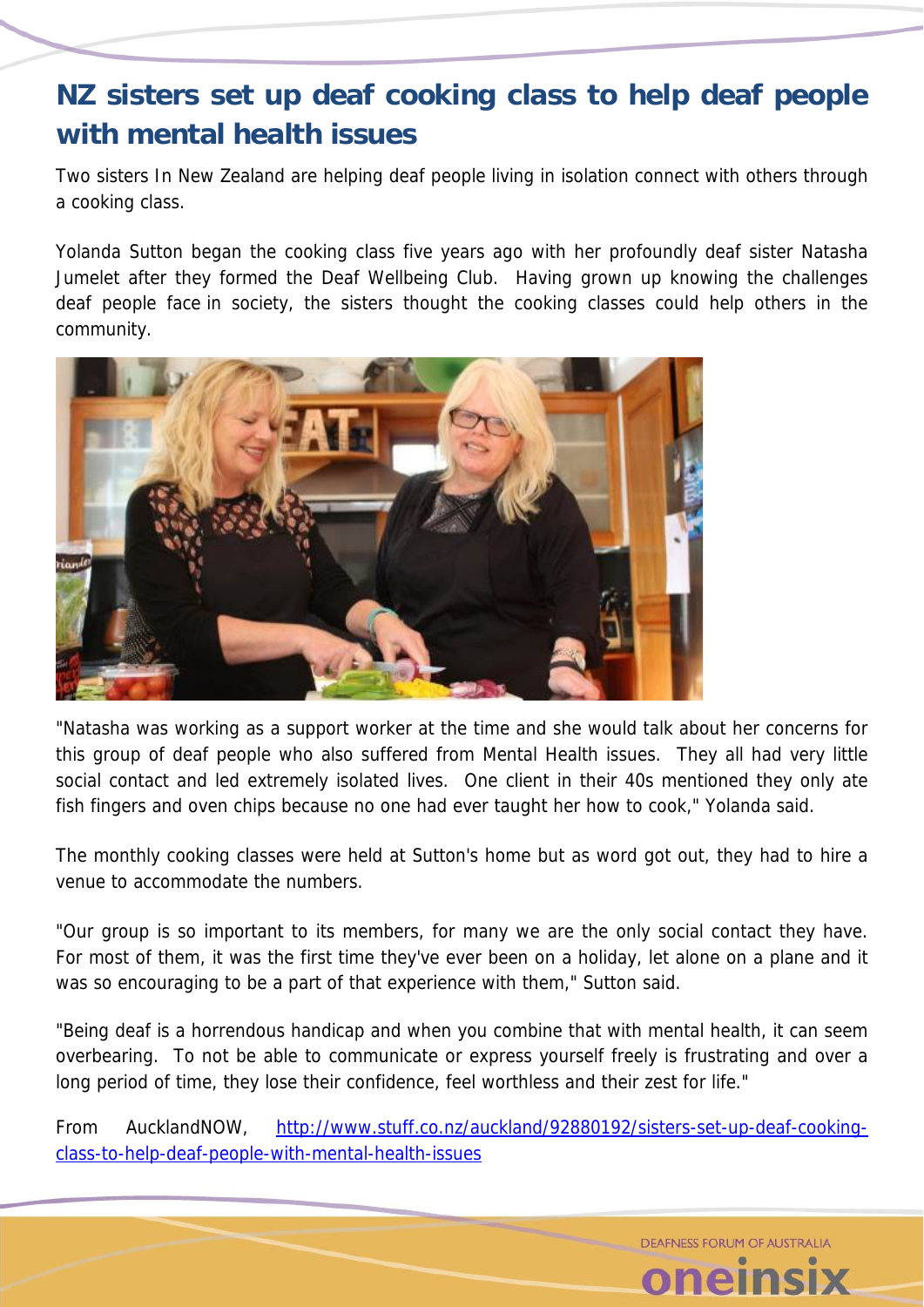## NZ sisters set up deaf cooking class to help deaf people with mental health issues

Two sisters In New Zealand are helping deaf people living in isolation connect with others through a cooking class.

Yolanda Sutton began the cooking class five years ago with her profoundly deaf sister Natasha Jumelet after they formed the Deaf Wellbeing Club. Having grown up knowing the challenges deaf people face in society, the sisters thought the cooking classes could help others in the community.

"Natasha was working as a support worker at the time and she would talk about her concerns for this group of deaf people who also suffered from Mental Health issues. They all had very little social contact and led extremely isolated lives. One client in their 40s mentioned they only ate fish fingers and oven chips because no one had ever taught her how to cook," Yolanda said.

The monthly cooking classes were held at Sutton's home but as word got out, they had to hire a venue to accommodate the numbers.

"Our group is so important to its members, for many we are the only social contact they have. For most of them, it was the first time they've ever been on a holiday, let alone on a plane and it was so encouraging to be a part of that experience with them," Sutton said.

"Being deaf is a horrendous handicap and when you combine that with mental health, it can seem overbearing. To not be able to communicate or express yourself freely is frustrating and over a long period of time, they lose their confidence, feel worthless and their zest for life."

From AucklandNOW, [http://www.stuff.co.nz/auckland/92880192/sisters-set-up-deaf-cooking-class-to-help-deaf-people-with-mental-health-issues](http://www.stuff.co.nz/auckland/92880192/sisters-set-up-deaf-cooking-class-to-help-deaf-people-with-mental-health-issues)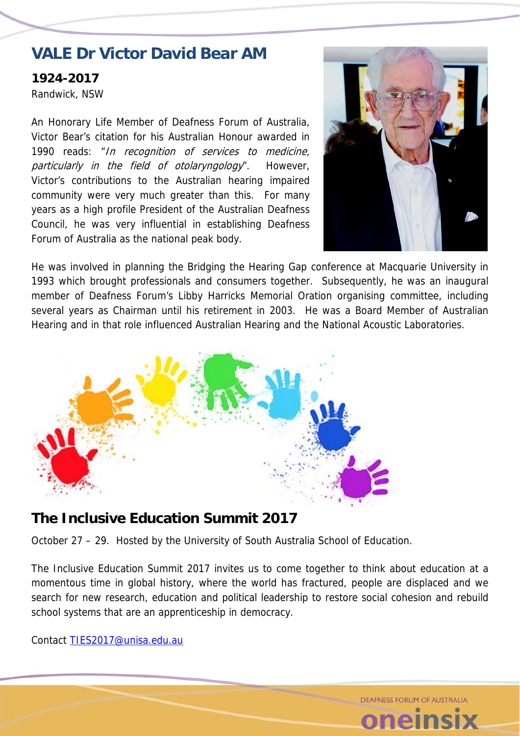## VALE Dr Victor David Bear AM

**1924-2017**
Randwick, NSW

An Honorary Life Member of Deafness Forum of Australia, Victor Bear's citation for his Australian Honour awarded in 1990 reads: "*In recognition of services to medicine, particularly in the field of otolaryngology*". However, Victor's contributions to the Australian hearing impaired community were very much greater than this. For many years as a high profile President of the Australian Deafness Council, he was very influential in establishing Deafness Forum of Australia as the national peak body.

He was involved in planning the Bridging the Hearing Gap conference at Macquarie University in 1993 which brought professionals and consumers together. Subsequently, he was an inaugural member of Deafness Forum's Libby Harricks Memorial Oration organising committee, including several years as Chairman until his retirement in 2003. He was a Board Member of Australian Hearing and in that role influenced Australian Hearing and the National Acoustic Laboratories.

## The Inclusive Education Summit 2017

October 27 – 29. Hosted by the University of South Australia School of Education.

The Inclusive Education Summit 2017 invites us to come together to think about education at a momentous time in global history, where the world has fractured, people are displaced and we search for new research, education and political leadership to restore social cohesion and rebuild school systems that are an apprenticeship in democracy.

Contact TIES2017@unisa.edu.au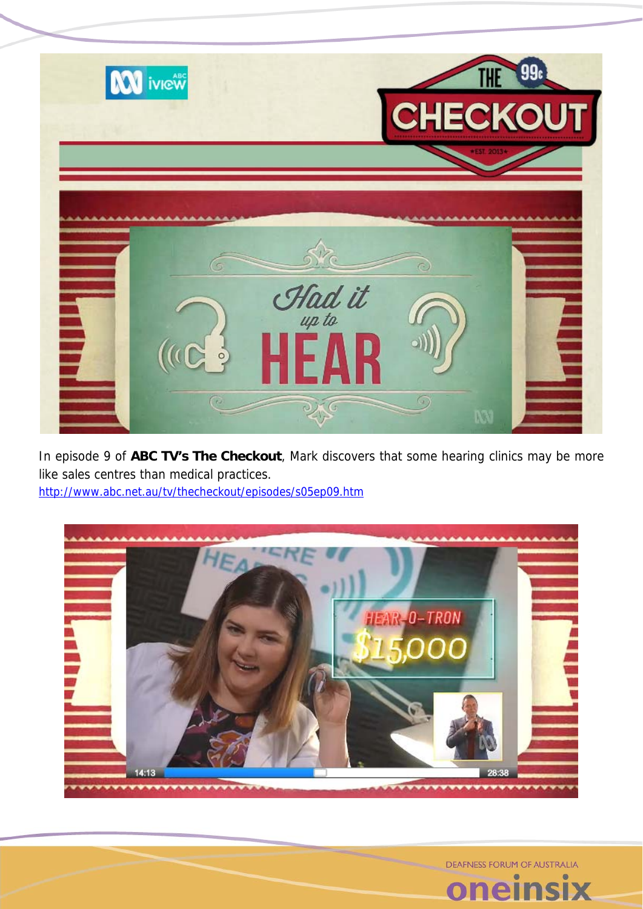In episode 9 of **ABC TV's The Checkout**, Mark discovers that some hearing clinics may be more like sales centres than medical practices.
http://www.abc.net.au/tv/thecheckout/episodes/s05ep09.htm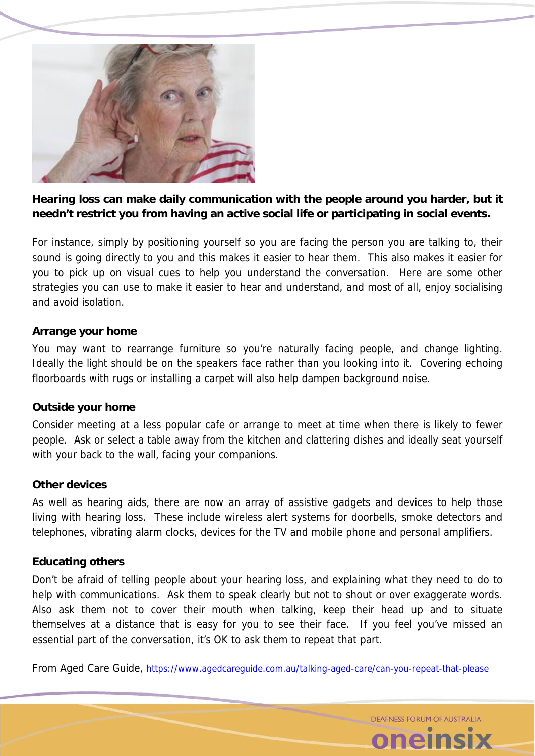**Hearing loss can make daily communication with the people around you harder, but it needn't restrict you from having an active social life or participating in social events.**

For instance, simply by positioning yourself so you are facing the person you are talking to, their sound is going directly to you and this makes it easier to hear them. This also makes it easier for you to pick up on visual cues to help you understand the conversation. Here are some other strategies you can use to make it easier to hear and understand, and most of all, enjoy socialising and avoid isolation.

**Arrange your home**

You may want to rearrange furniture so you're naturally facing people, and change lighting. Ideally the light should be on the speakers face rather than you looking into it. Covering echoing floorboards with rugs or installing a carpet will also help dampen background noise.

**Outside your home**

Consider meeting at a less popular cafe or arrange to meet at time when there is likely to fewer people. Ask or select a table away from the kitchen and clattering dishes and ideally seat yourself with your back to the wall, facing your companions.

**Other devices**

As well as hearing aids, there are now an array of assistive gadgets and devices to help those living with hearing loss. These include wireless alert systems for doorbells, smoke detectors and telephones, vibrating alarm clocks, devices for the TV and mobile phone and personal amplifiers.

**Educating others**

Don't be afraid of telling people about your hearing loss, and explaining what they need to do to help with communications. Ask them to speak clearly but not to shout or over exaggerate words. Also ask them not to cover their mouth when talking, keep their head up and to situate themselves at a distance that is easy for you to see their face. If you feel you've missed an essential part of the conversation, it's OK to ask them to repeat that part.

From Aged Care Guide, https://www.agedcareguide.com.au/talking-aged-care/can-you-repeat-that-please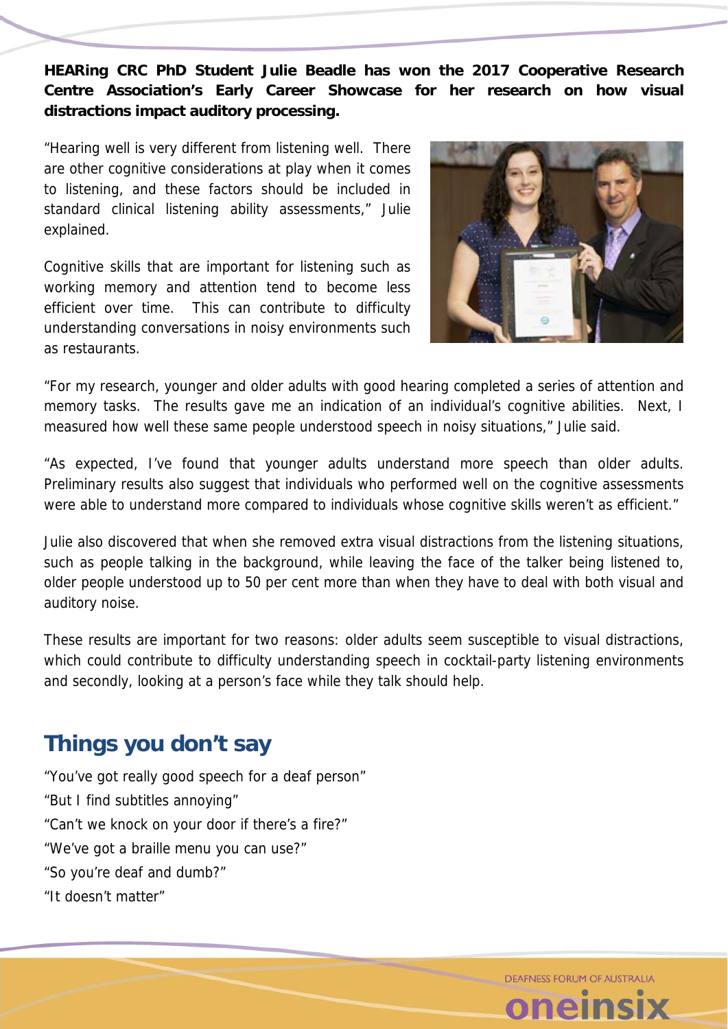**HEARing CRC PhD Student Julie Beadle has won the 2017 Cooperative Research Centre Association's Early Career Showcase for her research on how visual distractions impact auditory processing.**

"Hearing well is very different from listening well. There are other cognitive considerations at play when it comes to listening, and these factors should be included in standard clinical listening ability assessments," Julie explained.

Cognitive skills that are important for listening such as working memory and attention tend to become less efficient over time. This can contribute to difficulty understanding conversations in noisy environments such as restaurants.

"For my research, younger and older adults with good hearing completed a series of attention and memory tasks. The results gave me an indication of an individual's cognitive abilities. Next, I measured how well these same people understood speech in noisy situations," Julie said.

"As expected, I've found that younger adults understand more speech than older adults. Preliminary results also suggest that individuals who performed well on the cognitive assessments were able to understand more compared to individuals whose cognitive skills weren't as efficient."

Julie also discovered that when she removed extra visual distractions from the listening situations, such as people talking in the background, while leaving the face of the talker being listened to, older people understood up to 50 per cent more than when they have to deal with both visual and auditory noise.

These results are important for two reasons: older adults seem susceptible to visual distractions, which could contribute to difficulty understanding speech in cocktail-party listening environments and secondly, looking at a person's face while they talk should help.

## Things you don't say

"You've got really good speech for a deaf person"
"But I find subtitles annoying"
"Can't we knock on your door if there's a fire?"
"We've got a braille menu you can use?"
"So you're deaf and dumb?"
"It doesn't matter"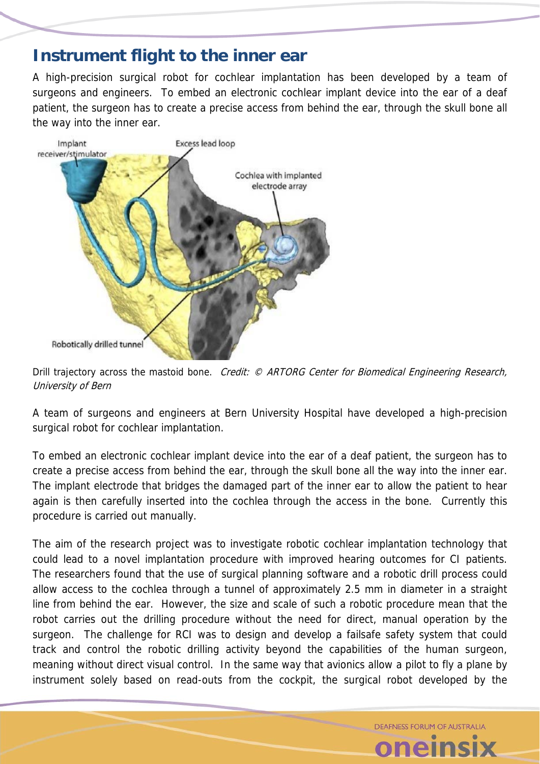## Instrument flight to the inner ear

A high-precision surgical robot for cochlear implantation has been developed by a team of surgeons and engineers. To embed an electronic cochlear implant device into the ear of a deaf patient, the surgeon has to create a precise access from behind the ear, through the skull bone all the way into the inner ear.

Drill trajectory across the mastoid bone. *Credit: © ARTORG Center for Biomedical Engineering Research, University of Bern*

A team of surgeons and engineers at Bern University Hospital have developed a high-precision surgical robot for cochlear implantation.

To embed an electronic cochlear implant device into the ear of a deaf patient, the surgeon has to create a precise access from behind the ear, through the skull bone all the way into the inner ear. The implant electrode that bridges the damaged part of the inner ear to allow the patient to hear again is then carefully inserted into the cochlea through the access in the bone. Currently this procedure is carried out manually.

The aim of the research project was to investigate robotic cochlear implantation technology that could lead to a novel implantation procedure with improved hearing outcomes for CI patients. The researchers found that the use of surgical planning software and a robotic drill process could allow access to the cochlea through a tunnel of approximately 2.5 mm in diameter in a straight line from behind the ear. However, the size and scale of such a robotic procedure mean that the robot carries out the drilling procedure without the need for direct, manual operation by the surgeon. The challenge for RCI was to design and develop a failsafe safety system that could track and control the robotic drilling activity beyond the capabilities of the human surgeon, meaning without direct visual control. In the same way that avionics allow a pilot to fly a plane by instrument solely based on read-outs from the cockpit, the surgical robot developed by the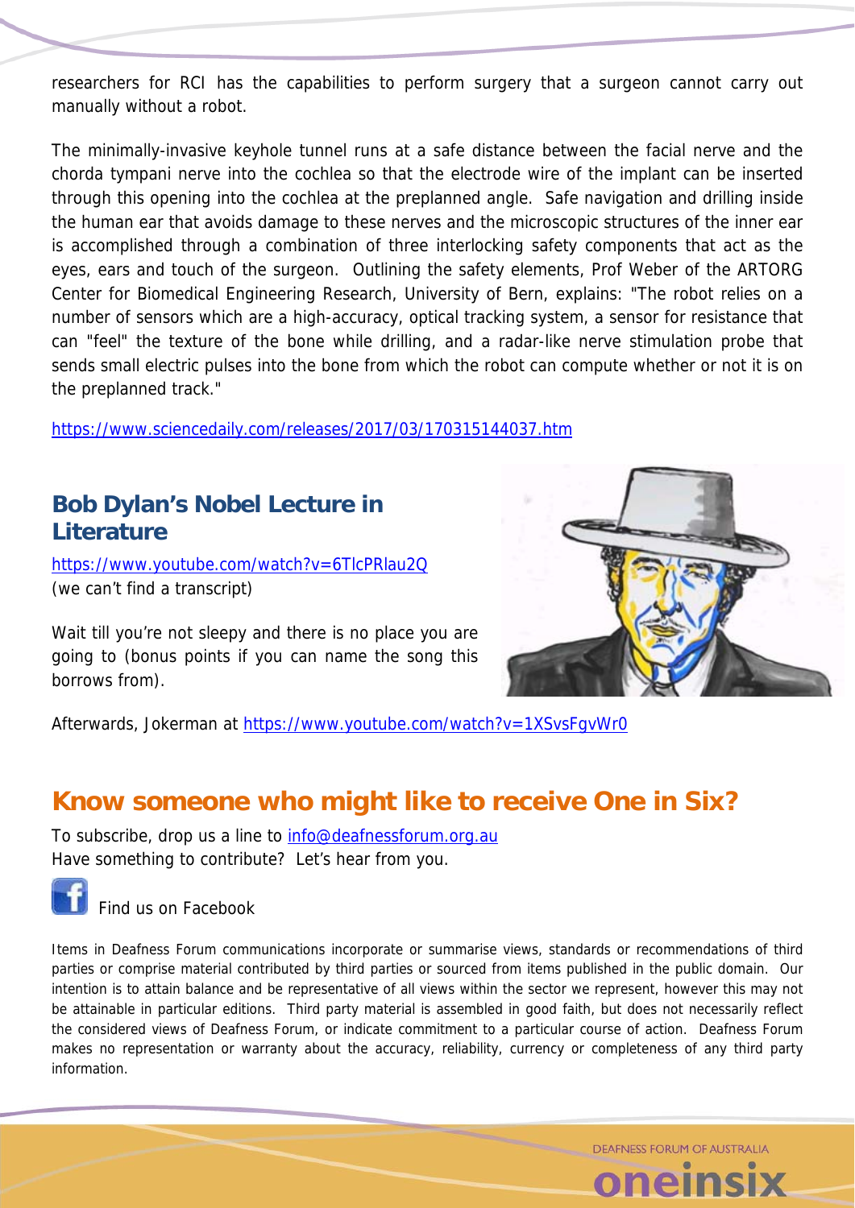researchers for RCI has the capabilities to perform surgery that a surgeon cannot carry out manually without a robot.

The minimally-invasive keyhole tunnel runs at a safe distance between the facial nerve and the chorda tympani nerve into the cochlea so that the electrode wire of the implant can be inserted through this opening into the cochlea at the preplanned angle. Safe navigation and drilling inside the human ear that avoids damage to these nerves and the microscopic structures of the inner ear is accomplished through a combination of three interlocking safety components that act as the eyes, ears and touch of the surgeon. Outlining the safety elements, Prof Weber of the ARTORG Center for Biomedical Engineering Research, University of Bern, explains: "The robot relies on a number of sensors which are a high-accuracy, optical tracking system, a sensor for resistance that can "feel" the texture of the bone while drilling, and a radar-like nerve stimulation probe that sends small electric pulses into the bone from which the robot can compute whether or not it is on the preplanned track."

https://www.sciencedaily.com/releases/2017/03/170315144037.htm

## Bob Dylan's Nobel Lecture in Literature

https://www.youtube.com/watch?v=6TlcPRlau2Q
(we can't find a transcript)

Wait till you're not sleepy and there is no place you are going to (bonus points if you can name the song this borrows from).

Afterwards, Jokerman at https://www.youtube.com/watch?v=1XSvsFgvWr0

## Know someone who might like to receive One in Six?

To subscribe, drop us a line to info@deafnessforum.org.au
Have something to contribute? Let's hear from you.

Find us on Facebook

Items in Deafness Forum communications incorporate or summarise views, standards or recommendations of third parties or comprise material contributed by third parties or sourced from items published in the public domain. Our intention is to attain balance and be representative of all views within the sector we represent, however this may not be attainable in particular editions. Third party material is assembled in good faith, but does not necessarily reflect the considered views of Deafness Forum, or indicate commitment to a particular course of action. Deafness Forum makes no representation or warranty about the accuracy, reliability, currency or completeness of any third party information.